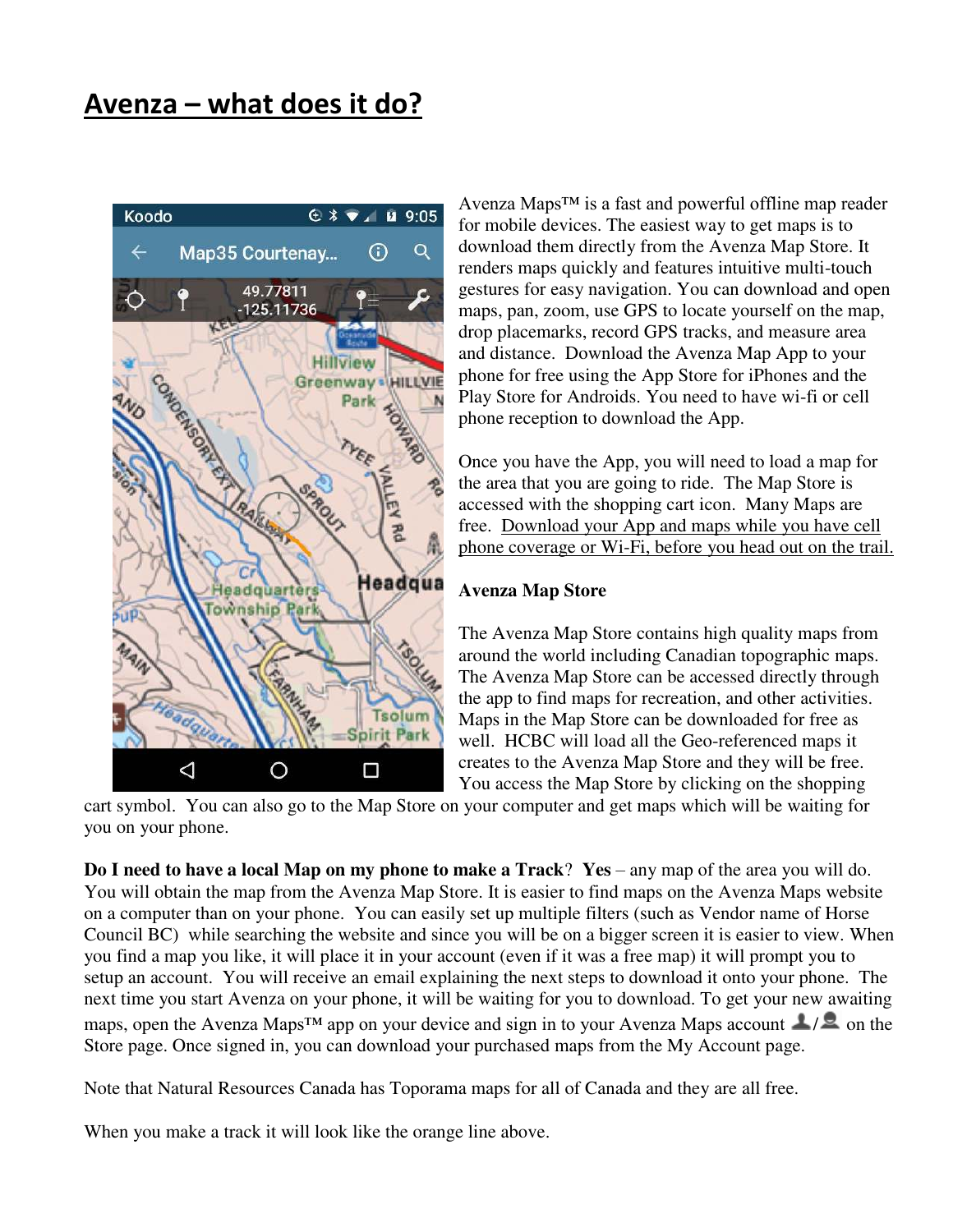# Avenza – what does it do?

Avenza Maps™ is a fast and powerful offline map reader for mobile devices. The easiest way to get maps is to download them directly from the Avenza Map Store. It renders maps quickly and features intuitive multi-touch gestures for easy navigation. You can download and open maps, pan, zoom, use GPS to locate yourself on the map, drop placemarks, record GPS tracks, and measure area and distance. Download the Avenza Map App to your phone for free using the App Store for iPhones and the Play Store for Androids. You need to have wi-fi or cell phone reception to download the App.

Once you have the App, you will need to load a map for the area that you are going to ride. The Map Store is accessed with the shopping cart icon. Many Maps are free. Download your App and maps while you have cell phone coverage or Wi-Fi, before you head out on the trail.

**Avenza Map Store**

The Avenza Map Store contains high quality maps from around the world including Canadian topographic maps. The Avenza Map Store can be accessed directly through the app to find maps for recreation, and other activities. Maps in the Map Store can be downloaded for free as well. HCBC will load all the Geo-referenced maps it creates to the Avenza Map Store and they will be free. You access the Map Store by clicking on the shopping cart symbol. You can also go to the Map Store on your computer and get maps which will be waiting for you on your phone.

**Do I need to have a local Map on my phone to make a Track**? **Yes** – any map of the area you will do. You will obtain the map from the Avenza Map Store. It is easier to find maps on the Avenza Maps website on a computer than on your phone. You can easily set up multiple filters (such as Vendor name of Horse Council BC) while searching the website and since you will be on a bigger screen it is easier to view. When you find a map you like, it will place it in your account (even if it was a free map) it will prompt you to setup an account. You will receive an email explaining the next steps to download it onto your phone. The next time you start Avenza on your phone, it will be waiting for you to download. To get your new awaiting maps, open the Avenza Maps™ app on your device and sign in to your Avenza Maps account on the Store page. Once signed in, you can download your purchased maps from the My Account page.

Note that Natural Resources Canada has Toporama maps for all of Canada and they are all free.

When you make a track it will look like the orange line above.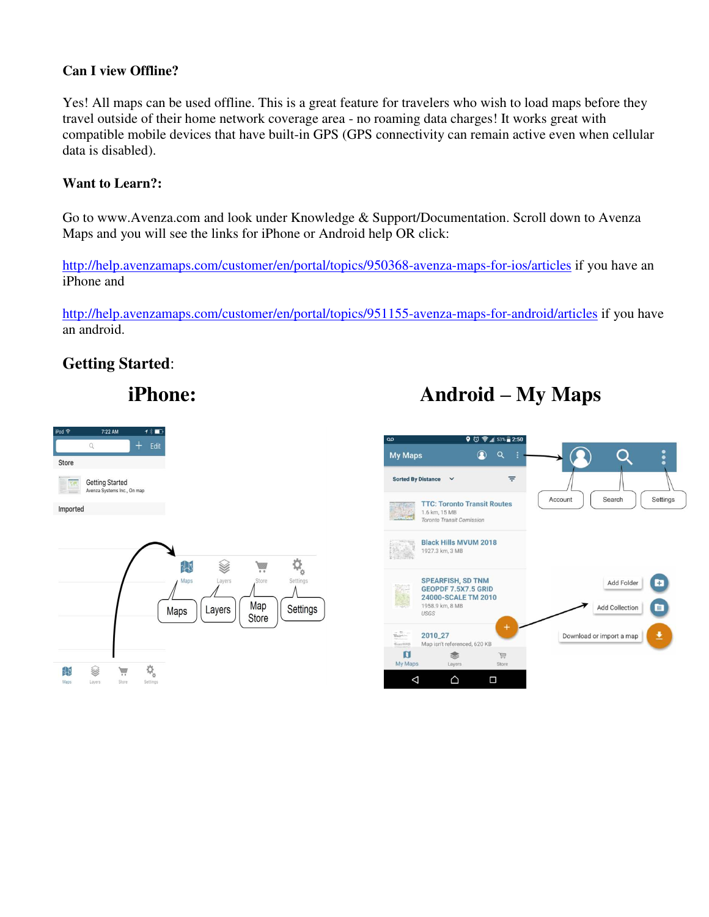**Can I view Offline?**

Yes! All maps can be used offline. This is a great feature for travelers who wish to load maps before they travel outside of their home network coverage area - no roaming data charges! It works great with compatible mobile devices that have built-in GPS (GPS connectivity can remain active even when cellular data is disabled).

**Want to Learn?:**

Go to www.Avenza.com and look under Knowledge & Support/Documentation. Scroll down to Avenza Maps and you will see the links for iPhone or Android help OR click:

http://help.avenzamaps.com/customer/en/portal/topics/950368-avenza-maps-for-ios/articles if you have an iPhone and

http://help.avenzamaps.com/customer/en/portal/topics/951155-avenza-maps-for-android/articles if you have an android.

## Getting Started:

## iPhone:

## Android – My Maps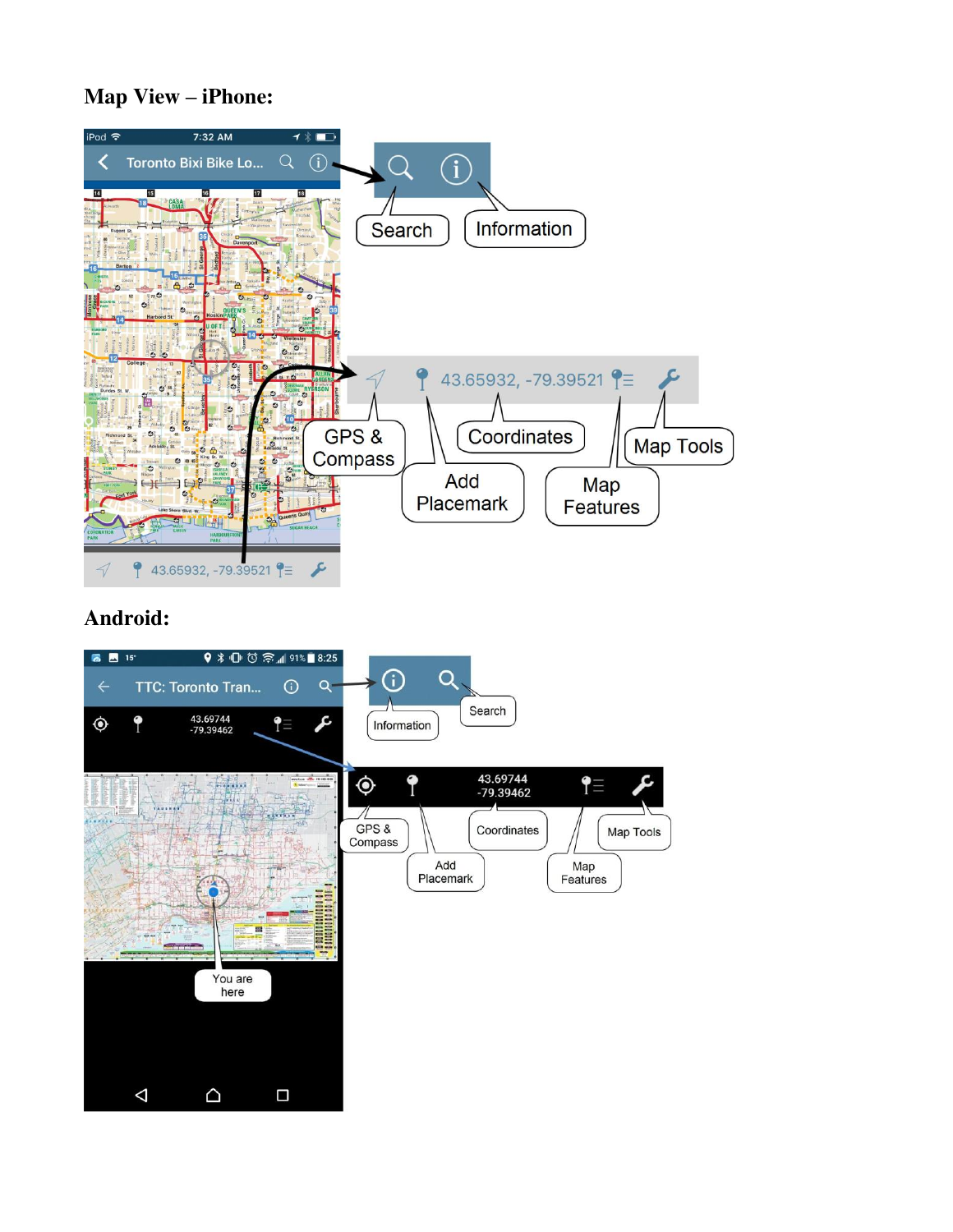## Map View – iPhone:

Search

Information

GPS & Compass

Add Placemark

Coordinates

Map Features

Map Tools

## Android:

Information

Search

GPS & Compass

Add Placemark

Coordinates

Map Features

Map Tools

You are here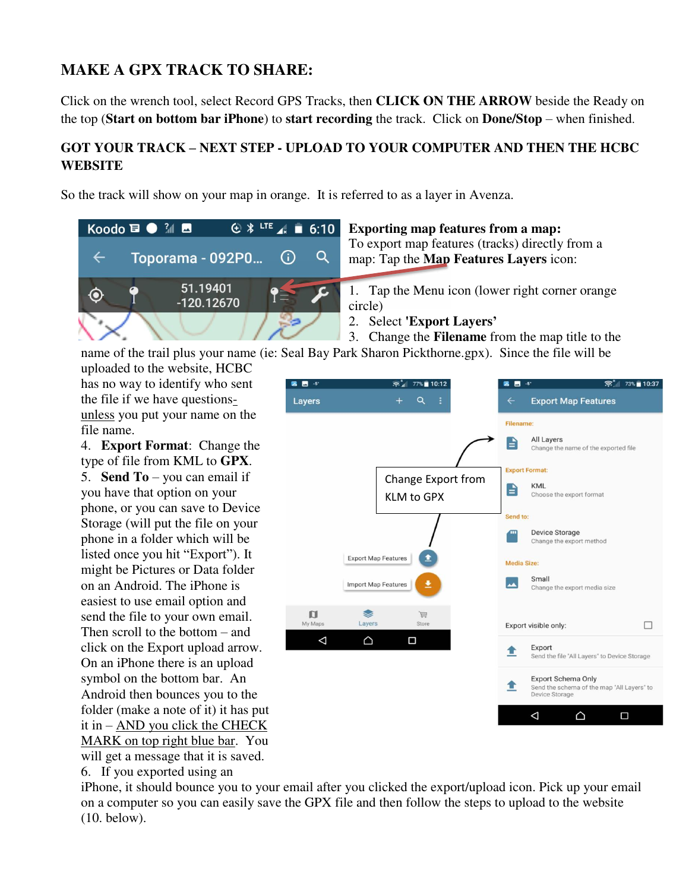## MAKE A GPX TRACK TO SHARE:

Click on the wrench tool, select Record GPS Tracks, then **CLICK ON THE ARROW** beside the Ready on the top (**Start on bottom bar iPhone**) to **start recording** the track. Click on **Done/Stop** – when finished.

### GOT YOUR TRACK – NEXT STEP - UPLOAD TO YOUR COMPUTER AND THEN THE HCBC WEBSITE

So the track will show on your map in orange. It is referred to as a layer in Avenza.

**Exporting map features from a map:**
To export map features (tracks) directly from a map: Tap the **Map Features Layers** icon:

1. Tap the Menu icon (lower right corner orange circle)
2. Select **'Export Layers'**
3. Change the **Filename** from the map title to the name of the trail plus your name (ie: Seal Bay Park Sharon Pickthorne.gpx). Since the file will be uploaded to the website, HCBC has no way to identify who sent the file if we have questions-unless you put your name on the file name.
4. **Export Format**: Change the type of file from KML to **GPX**.
5. **Send To** – you can email if you have that option on your phone, or you can save to Device Storage (will put the file on your phone in a folder which will be listed once you hit "Export"). It might be Pictures or Data folder on an Android. The iPhone is easiest to use email option and send the file to your own email. Then scroll to the bottom – and click on the Export upload arrow. On an iPhone there is an upload symbol on the bottom bar. An Android then bounces you to the folder (make a note of it) it has put it in – AND you click the CHECK MARK on top right blue bar. You will get a message that it is saved.
6. If you exported using an iPhone, it should bounce you to your email after you clicked the export/upload icon. Pick up your email on a computer so you can easily save the GPX file and then follow the steps to upload to the website (10. below).

Change Export from KLM to GPX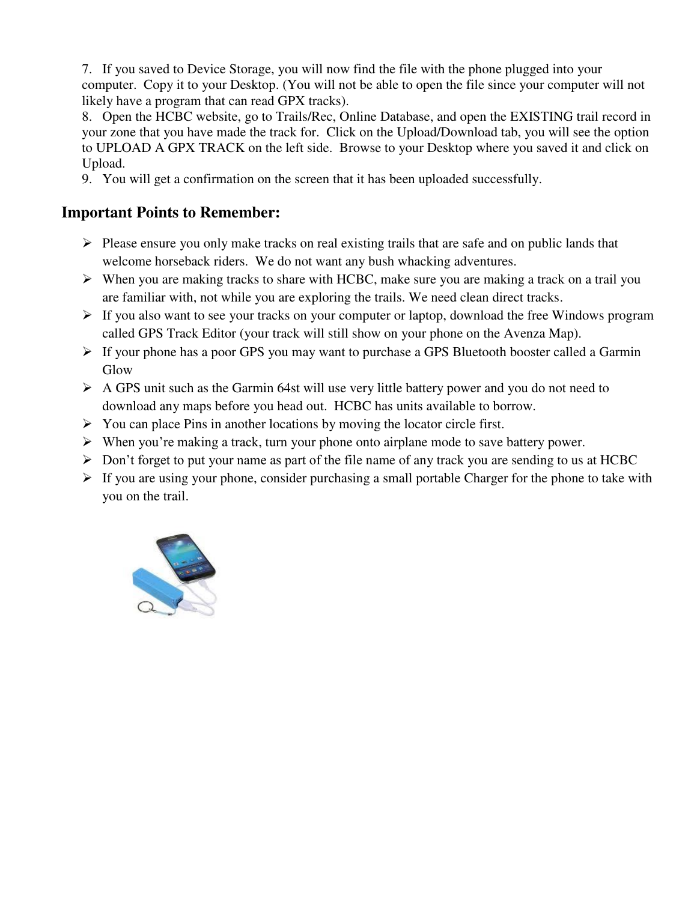7. If you saved to Device Storage, you will now find the file with the phone plugged into your computer. Copy it to your Desktop. (You will not be able to open the file since your computer will not likely have a program that can read GPX tracks).
8. Open the HCBC website, go to Trails/Rec, Online Database, and open the EXISTING trail record in your zone that you have made the track for. Click on the Upload/Download tab, you will see the option to UPLOAD A GPX TRACK on the left side. Browse to your Desktop where you saved it and click on Upload.
9. You will get a confirmation on the screen that it has been uploaded successfully.

## Important Points to Remember:

- Please ensure you only make tracks on real existing trails that are safe and on public lands that welcome horseback riders. We do not want any bush whacking adventures.
- When you are making tracks to share with HCBC, make sure you are making a track on a trail you are familiar with, not while you are exploring the trails. We need clean direct tracks.
- If you also want to see your tracks on your computer or laptop, download the free Windows program called GPS Track Editor (your track will still show on your phone on the Avenza Map).
- If your phone has a poor GPS you may want to purchase a GPS Bluetooth booster called a Garmin Glow
- A GPS unit such as the Garmin 64st will use very little battery power and you do not need to download any maps before you head out. HCBC has units available to borrow.
- You can place Pins in another locations by moving the locator circle first.
- When you're making a track, turn your phone onto airplane mode to save battery power.
- Don't forget to put your name as part of the file name of any track you are sending to us at HCBC
- If you are using your phone, consider purchasing a small portable Charger for the phone to take with you on the trail.